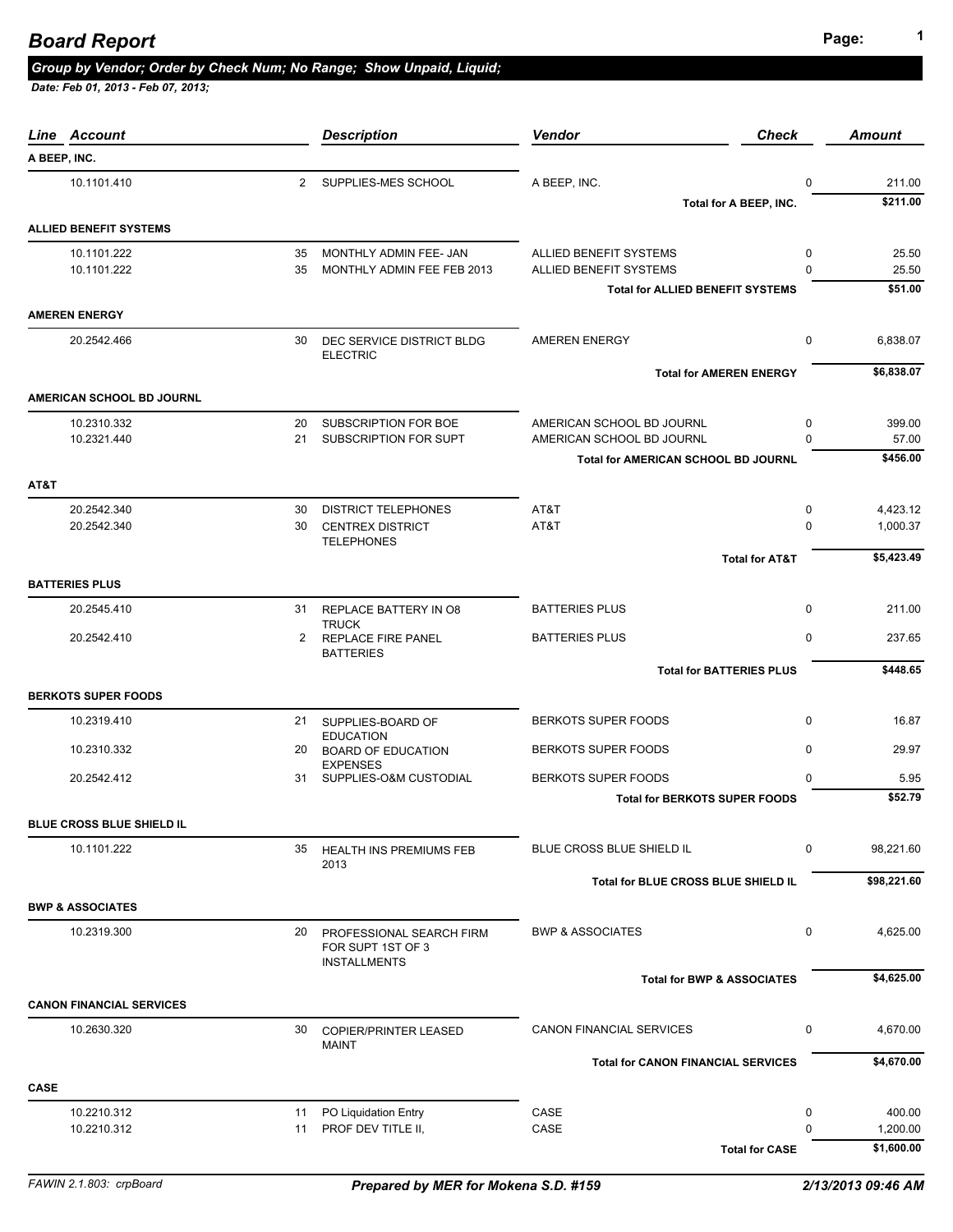# Board Report

***Group by Vendor; Order by Check Num; No Range; Show Unpaid, Liquid;***

***Date: Feb 01, 2013 - Feb 07, 2013;***

| Account | Line | Description | Vendor | Check | Amount |
|---|---|---|---|---|---|
| **A BEEP, INC.** | | | | | |
| 10.1101.410 | 2 | SUPPLIES-MES SCHOOL | A BEEP, INC. | 0 | 211.00 |
| | | | **Total for A BEEP, INC.** | | **$211.00** |
| **ALLIED BENEFIT SYSTEMS** | | | | | |
| 10.1101.222 | 35 | MONTHLY ADMIN FEE- JAN | ALLIED BENEFIT SYSTEMS | 0 | 25.50 |
| 10.1101.222 | 35 | MONTHLY ADMIN FEE FEB 2013 | ALLIED BENEFIT SYSTEMS | 0 | 25.50 |
| | | | **Total for ALLIED BENEFIT SYSTEMS** | | **$51.00** |
| **AMEREN ENERGY** | | | | | |
| 20.2542.466 | 30 | DEC SERVICE DISTRICT BLDG ELECTRIC | AMEREN ENERGY | 0 | 6,838.07 |
| | | | **Total for AMEREN ENERGY** | | **$6,838.07** |
| **AMERICAN SCHOOL BD JOURNL** | | | | | |
| 10.2310.332 | 20 | SUBSCRIPTION FOR BOE | AMERICAN SCHOOL BD JOURNL | 0 | 399.00 |
| 10.2321.440 | 21 | SUBSCRIPTION FOR SUPT | AMERICAN SCHOOL BD JOURNL | 0 | 57.00 |
| | | | **Total for AMERICAN SCHOOL BD JOURNL** | | **$456.00** |
| **AT&T** | | | | | |
| 20.2542.340 | 30 | DISTRICT TELEPHONES | AT&T | 0 | 4,423.12 |
| 20.2542.340 | 30 | CENTREX DISTRICT TELEPHONES | AT&T | 0 | 1,000.37 |
| | | | **Total for AT&T** | | **$5,423.49** |
| **BATTERIES PLUS** | | | | | |
| 20.2545.410 | 31 | REPLACE BATTERY IN O8 TRUCK | BATTERIES PLUS | 0 | 211.00 |
| 20.2542.410 | 2 | REPLACE FIRE PANEL BATTERIES | BATTERIES PLUS | 0 | 237.65 |
| | | | **Total for BATTERIES PLUS** | | **$448.65** |
| **BERKOTS SUPER FOODS** | | | | | |
| 10.2319.410 | 21 | SUPPLIES-BOARD OF EDUCATION | BERKOTS SUPER FOODS | 0 | 16.87 |
| 10.2310.332 | 20 | BOARD OF EDUCATION EXPENSES | BERKOTS SUPER FOODS | 0 | 29.97 |
| 20.2542.412 | 31 | SUPPLIES-O&M CUSTODIAL | BERKOTS SUPER FOODS | 0 | 5.95 |
| | | | **Total for BERKOTS SUPER FOODS** | | **$52.79** |
| **BLUE CROSS BLUE SHIELD IL** | | | | | |
| 10.1101.222 | 35 | HEALTH INS PREMIUMS FEB 2013 | BLUE CROSS BLUE SHIELD IL | 0 | 98,221.60 |
| | | | **Total for BLUE CROSS BLUE SHIELD IL** | | **$98,221.60** |
| **BWP & ASSOCIATES** | | | | | |
| 10.2319.300 | 20 | PROFESSIONAL SEARCH FIRM FOR SUPT 1ST OF 3 INSTALLMENTS | BWP & ASSOCIATES | 0 | 4,625.00 |
| | | | **Total for BWP & ASSOCIATES** | | **$4,625.00** |
| **CANON FINANCIAL SERVICES** | | | | | |
| 10.2630.320 | 30 | COPIER/PRINTER LEASED MAINT | CANON FINANCIAL SERVICES | 0 | 4,670.00 |
| | | | **Total for CANON FINANCIAL SERVICES** | | **$4,670.00** |
| **CASE** | | | | | |
| 10.2210.312 | 11 | PO Liquidation Entry | CASE | 0 | 400.00 |
| 10.2210.312 | 11 | PROF DEV TITLE II, | CASE | 0 | 1,200.00 |
| | | | **Total for CASE** | | **$1,600.00** |

*FAWIN 2.1.803: crpBoard* — ***Prepared by MER for Mokena S.D. #159*** — ***2/13/2013 09:46 AM***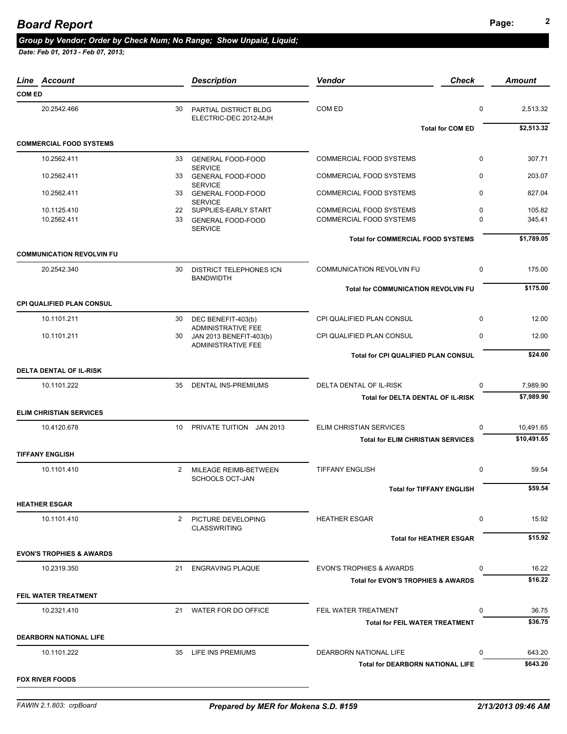# Board Report

***Group by Vendor; Order by Check Num; No Range; Show Unpaid, Liquid;***

***Date: Feb 01, 2013 - Feb 07, 2013;***

| Line Account | | Description | Vendor | Check | Amount |
|---|---|---|---|---|---|
| **COM ED** | | | | | |
| 20.2542.466 | 30 | PARTIAL DISTRICT BLDG ELECTRIC-DEC 2012-MJH | COM ED | 0 | 2,513.32 |
| | | | **Total for COM ED** | | **$2,513.32** |
| **COMMERCIAL FOOD SYSTEMS** | | | | | |
| 10.2562.411 | 33 | GENERAL FOOD-FOOD SERVICE | COMMERCIAL FOOD SYSTEMS | 0 | 307.71 |
| 10.2562.411 | 33 | GENERAL FOOD-FOOD SERVICE | COMMERCIAL FOOD SYSTEMS | 0 | 203.07 |
| 10.2562.411 | 33 | GENERAL FOOD-FOOD SERVICE | COMMERCIAL FOOD SYSTEMS | 0 | 827.04 |
| 10.1125.410 | 22 | SUPPLIES-EARLY START | COMMERCIAL FOOD SYSTEMS | 0 | 105.82 |
| 10.2562.411 | 33 | GENERAL FOOD-FOOD SERVICE | COMMERCIAL FOOD SYSTEMS | 0 | 345.41 |
| | | | **Total for COMMERCIAL FOOD SYSTEMS** | | **$1,789.05** |
| **COMMUNICATION REVOLVIN FU** | | | | | |
| 20.2542.340 | 30 | DISTRICT TELEPHONES ICN BANDWIDTH | COMMUNICATION REVOLVIN FU | 0 | 175.00 |
| | | | **Total for COMMUNICATION REVOLVIN FU** | | **$175.00** |
| **CPI QUALIFIED PLAN CONSUL** | | | | | |
| 10.1101.211 | 30 | DEC BENEFIT-403(b) ADMINISTRATIVE FEE | CPI QUALIFIED PLAN CONSUL | 0 | 12.00 |
| 10.1101.211 | 30 | JAN 2013 BENEFIT-403(b) ADMINISTRATIVE FEE | CPI QUALIFIED PLAN CONSUL | 0 | 12.00 |
| | | | **Total for CPI QUALIFIED PLAN CONSUL** | | **$24.00** |
| **DELTA DENTAL OF IL-RISK** | | | | | |
| 10.1101.222 | 35 | DENTAL INS-PREMIUMS | DELTA DENTAL OF IL-RISK | 0 | 7,989.90 |
| | | | **Total for DELTA DENTAL OF IL-RISK** | | **$7,989.90** |
| **ELIM CHRISTIAN SERVICES** | | | | | |
| 10.4120.678 | 10 | PRIVATE TUITION JAN 2013 | ELIM CHRISTIAN SERVICES | 0 | 10,491.65 |
| | | | **Total for ELIM CHRISTIAN SERVICES** | | **$10,491.65** |
| **TIFFANY ENGLISH** | | | | | |
| 10.1101.410 | 2 | MILEAGE REIMB-BETWEEN SCHOOLS OCT-JAN | TIFFANY ENGLISH | 0 | 59.54 |
| | | | **Total for TIFFANY ENGLISH** | | **$59.54** |
| **HEATHER ESGAR** | | | | | |
| 10.1101.410 | 2 | PICTURE DEVELOPING CLASSWRITING | HEATHER ESGAR | 0 | 15.92 |
| | | | **Total for HEATHER ESGAR** | | **$15.92** |
| **EVON'S TROPHIES & AWARDS** | | | | | |
| 10.2319.350 | 21 | ENGRAVING PLAQUE | EVON'S TROPHIES & AWARDS | 0 | 16.22 |
| | | | **Total for EVON'S TROPHIES & AWARDS** | | **$16.22** |
| **FEIL WATER TREATMENT** | | | | | |
| 10.2321.410 | 21 | WATER FOR DO OFFICE | FEIL WATER TREATMENT | 0 | 36.75 |
| | | | **Total for FEIL WATER TREATMENT** | | **$36.75** |
| **DEARBORN NATIONAL LIFE** | | | | | |
| 10.1101.222 | 35 | LIFE INS PREMIUMS | DEARBORN NATIONAL LIFE | 0 | 643.20 |
| | | | **Total for DEARBORN NATIONAL LIFE** | | **$643.20** |
| **FOX RIVER FOODS** | | | | | |

FAWIN 2.1.803: crpBoard | *Prepared by MER for Mokena S.D. #159* | *2/13/2013 09:46 AM*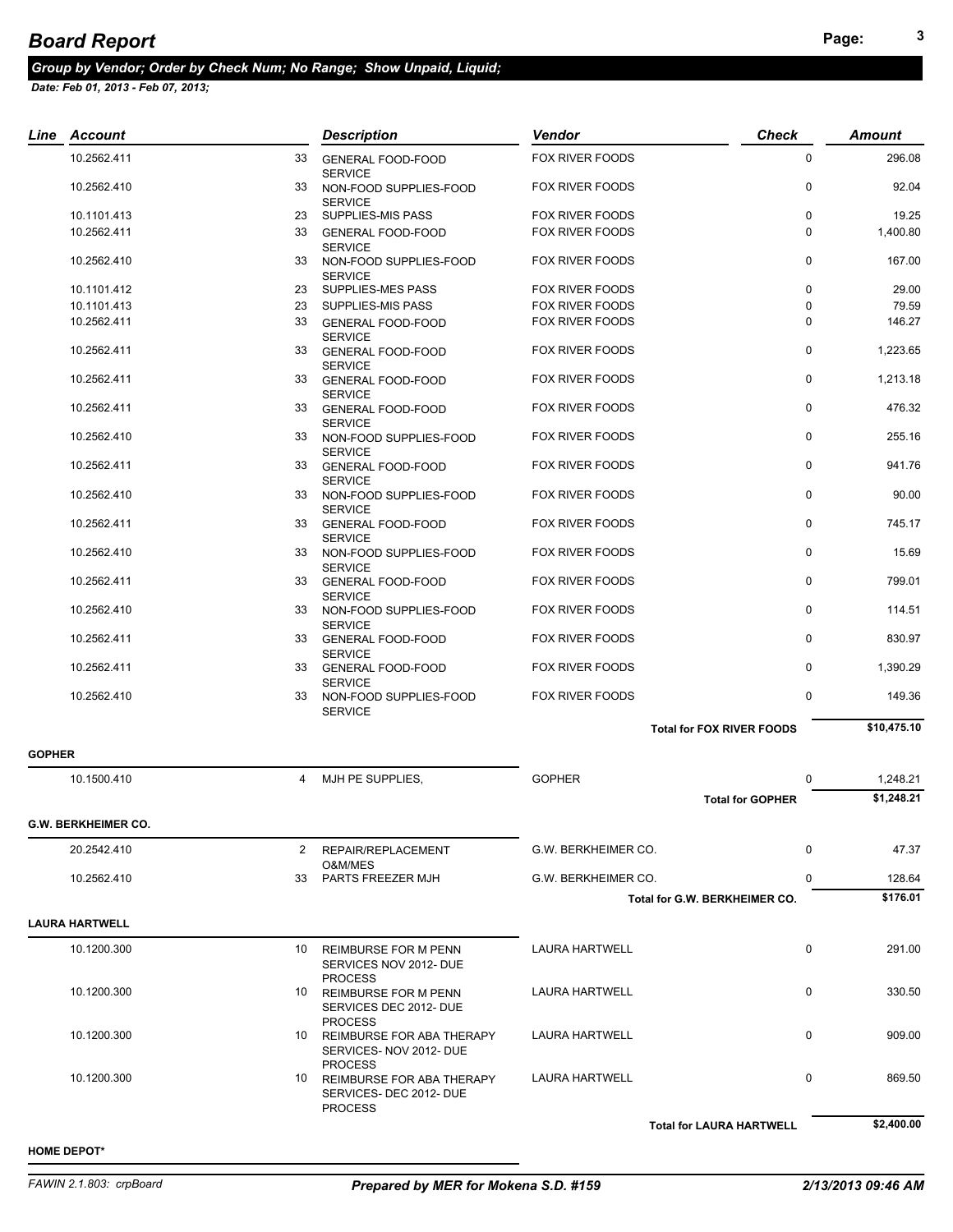# Board Report

***Group by Vendor; Order by Check Num; No Range; Show Unpaid, Liquid;***

***Date: Feb 01, 2013 - Feb 07, 2013;***

| Line | Account | | Description | Vendor | Check | Amount |
|---|---|---|---|---|---|---|
| | 10.2562.411 | 33 | GENERAL FOOD-FOOD SERVICE | FOX RIVER FOODS | 0 | 296.08 |
| | 10.2562.410 | 33 | NON-FOOD SUPPLIES-FOOD SERVICE | FOX RIVER FOODS | 0 | 92.04 |
| | 10.1101.413 | 23 | SUPPLIES-MIS PASS | FOX RIVER FOODS | 0 | 19.25 |
| | 10.2562.411 | 33 | GENERAL FOOD-FOOD SERVICE | FOX RIVER FOODS | 0 | 1,400.80 |
| | 10.2562.410 | 33 | NON-FOOD SUPPLIES-FOOD SERVICE | FOX RIVER FOODS | 0 | 167.00 |
| | 10.1101.412 | 23 | SUPPLIES-MES PASS | FOX RIVER FOODS | 0 | 29.00 |
| | 10.1101.413 | 23 | SUPPLIES-MIS PASS | FOX RIVER FOODS | 0 | 79.59 |
| | 10.2562.411 | 33 | GENERAL FOOD-FOOD SERVICE | FOX RIVER FOODS | 0 | 146.27 |
| | 10.2562.411 | 33 | GENERAL FOOD-FOOD SERVICE | FOX RIVER FOODS | 0 | 1,223.65 |
| | 10.2562.411 | 33 | GENERAL FOOD-FOOD SERVICE | FOX RIVER FOODS | 0 | 1,213.18 |
| | 10.2562.411 | 33 | GENERAL FOOD-FOOD SERVICE | FOX RIVER FOODS | 0 | 476.32 |
| | 10.2562.410 | 33 | NON-FOOD SUPPLIES-FOOD SERVICE | FOX RIVER FOODS | 0 | 255.16 |
| | 10.2562.411 | 33 | GENERAL FOOD-FOOD SERVICE | FOX RIVER FOODS | 0 | 941.76 |
| | 10.2562.410 | 33 | NON-FOOD SUPPLIES-FOOD SERVICE | FOX RIVER FOODS | 0 | 90.00 |
| | 10.2562.411 | 33 | GENERAL FOOD-FOOD SERVICE | FOX RIVER FOODS | 0 | 745.17 |
| | 10.2562.410 | 33 | NON-FOOD SUPPLIES-FOOD SERVICE | FOX RIVER FOODS | 0 | 15.69 |
| | 10.2562.411 | 33 | GENERAL FOOD-FOOD SERVICE | FOX RIVER FOODS | 0 | 799.01 |
| | 10.2562.410 | 33 | NON-FOOD SUPPLIES-FOOD SERVICE | FOX RIVER FOODS | 0 | 114.51 |
| | 10.2562.411 | 33 | GENERAL FOOD-FOOD SERVICE | FOX RIVER FOODS | 0 | 830.97 |
| | 10.2562.411 | 33 | GENERAL FOOD-FOOD SERVICE | FOX RIVER FOODS | 0 | 1,390.29 |
| | 10.2562.410 | 33 | NON-FOOD SUPPLIES-FOOD SERVICE | FOX RIVER FOODS | 0 | 149.36 |
| | | | | **Total for FOX RIVER FOODS** | | **$10,475.10** |
| **GOPHER** | | | | | | |
| | 10.1500.410 | 4 | MJH PE SUPPLIES, | GOPHER | 0 | 1,248.21 |
| | | | | **Total for GOPHER** | | **$1,248.21** |
| **G.W. BERKHEIMER CO.** | | | | | | |
| | 20.2542.410 | 2 | REPAIR/REPLACEMENT O&M/MES | G.W. BERKHEIMER CO. | 0 | 47.37 |
| | 10.2562.410 | 33 | PARTS FREEZER MJH | G.W. BERKHEIMER CO. | 0 | 128.64 |
| | | | | **Total for G.W. BERKHEIMER CO.** | | **$176.01** |
| **LAURA HARTWELL** | | | | | | |
| | 10.1200.300 | 10 | REIMBURSE FOR M PENN SERVICES NOV 2012- DUE PROCESS | LAURA HARTWELL | 0 | 291.00 |
| | 10.1200.300 | 10 | REIMBURSE FOR M PENN SERVICES DEC 2012- DUE PROCESS | LAURA HARTWELL | 0 | 330.50 |
| | 10.1200.300 | 10 | REIMBURSE FOR ABA THERAPY SERVICES- NOV 2012- DUE PROCESS | LAURA HARTWELL | 0 | 909.00 |
| | 10.1200.300 | 10 | REIMBURSE FOR ABA THERAPY SERVICES- DEC 2012- DUE PROCESS | LAURA HARTWELL | 0 | 869.50 |
| | | | | **Total for LAURA HARTWELL** | | **$2,400.00** |
| **HOME DEPOT*** | | | | | | |

FAWIN 2.1.803: crpBoard *Prepared by MER for Mokena S.D. #159* *2/13/2013 09:46 AM*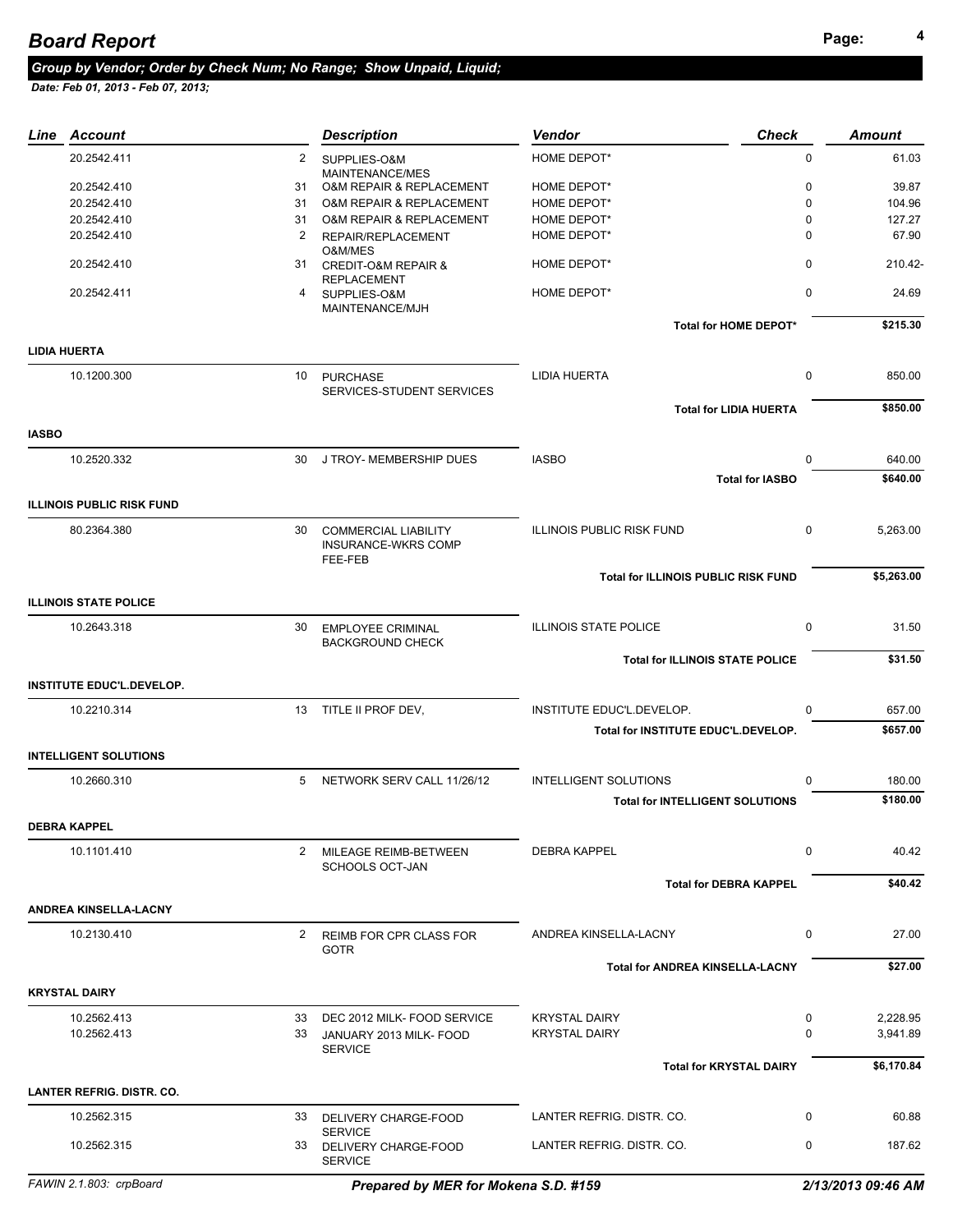# Board Report

## Group by Vendor; Order by Check Num; No Range; Show Unpaid, Liquid;

*Date: Feb 01, 2013 - Feb 07, 2013;*

| Line | Account | | Description | Vendor | Check | Amount |
|---|---|---|---|---|---|---|
| | 20.2542.411 | 2 | SUPPLIES-O&M MAINTENANCE/MES | HOME DEPOT* | 0 | 61.03 |
| | 20.2542.410 | 31 | O&M REPAIR & REPLACEMENT | HOME DEPOT* | 0 | 39.87 |
| | 20.2542.410 | 31 | O&M REPAIR & REPLACEMENT | HOME DEPOT* | 0 | 104.96 |
| | 20.2542.410 | 31 | O&M REPAIR & REPLACEMENT | HOME DEPOT* | 0 | 127.27 |
| | 20.2542.410 | 2 | REPAIR/REPLACEMENT O&M/MES | HOME DEPOT* | 0 | 67.90 |
| | 20.2542.410 | 31 | CREDIT-O&M REPAIR & REPLACEMENT | HOME DEPOT* | 0 | 210.42- |
| | 20.2542.411 | 4 | SUPPLIES-O&M MAINTENANCE/MJH | HOME DEPOT* | 0 | 24.69 |
| | | | | Total for HOME DEPOT* | | $215.30 |
| **LIDIA HUERTA** | | | | | | |
| | 10.1200.300 | 10 | PURCHASE SERVICES-STUDENT SERVICES | LIDIA HUERTA | 0 | 850.00 |
| | | | | Total for LIDIA HUERTA | | $850.00 |
| **IASBO** | | | | | | |
| | 10.2520.332 | 30 | J TROY- MEMBERSHIP DUES | IASBO | 0 | 640.00 |
| | | | | Total for IASBO | | $640.00 |
| **ILLINOIS PUBLIC RISK FUND** | | | | | | |
| | 80.2364.380 | 30 | COMMERCIAL LIABILITY INSURANCE-WKRS COMP FEE-FEB | ILLINOIS PUBLIC RISK FUND | 0 | 5,263.00 |
| | | | | Total for ILLINOIS PUBLIC RISK FUND | | $5,263.00 |
| **ILLINOIS STATE POLICE** | | | | | | |
| | 10.2643.318 | 30 | EMPLOYEE CRIMINAL BACKGROUND CHECK | ILLINOIS STATE POLICE | 0 | 31.50 |
| | | | | Total for ILLINOIS STATE POLICE | | $31.50 |
| **INSTITUTE EDUC'L.DEVELOP.** | | | | | | |
| | 10.2210.314 | 13 | TITLE II PROF DEV, | INSTITUTE EDUC'L.DEVELOP. | 0 | 657.00 |
| | | | | Total for INSTITUTE EDUC'L.DEVELOP. | | $657.00 |
| **INTELLIGENT SOLUTIONS** | | | | | | |
| | 10.2660.310 | 5 | NETWORK SERV CALL 11/26/12 | INTELLIGENT SOLUTIONS | 0 | 180.00 |
| | | | | Total for INTELLIGENT SOLUTIONS | | $180.00 |
| **DEBRA KAPPEL** | | | | | | |
| | 10.1101.410 | 2 | MILEAGE REIMB-BETWEEN SCHOOLS OCT-JAN | DEBRA KAPPEL | 0 | 40.42 |
| | | | | Total for DEBRA KAPPEL | | $40.42 |
| **ANDREA KINSELLA-LACNY** | | | | | | |
| | 10.2130.410 | 2 | REIMB FOR CPR CLASS FOR GOTR | ANDREA KINSELLA-LACNY | 0 | 27.00 |
| | | | | Total for ANDREA KINSELLA-LACNY | | $27.00 |
| **KRYSTAL DAIRY** | | | | | | |
| | 10.2562.413 | 33 | DEC 2012 MILK- FOOD SERVICE | KRYSTAL DAIRY | 0 | 2,228.95 |
| | 10.2562.413 | 33 | JANUARY 2013 MILK- FOOD SERVICE | KRYSTAL DAIRY | 0 | 3,941.89 |
| | | | | Total for KRYSTAL DAIRY | | $6,170.84 |
| **LANTER REFRIG. DISTR. CO.** | | | | | | |
| | 10.2562.315 | 33 | DELIVERY CHARGE-FOOD SERVICE | LANTER REFRIG. DISTR. CO. | 0 | 60.88 |
| | 10.2562.315 | 33 | DELIVERY CHARGE-FOOD SERVICE | LANTER REFRIG. DISTR. CO. | 0 | 187.62 |

FAWIN 2.1.803: crpBoard — *Prepared by MER for Mokena S.D. #159* — 2/13/2013 09:46 AM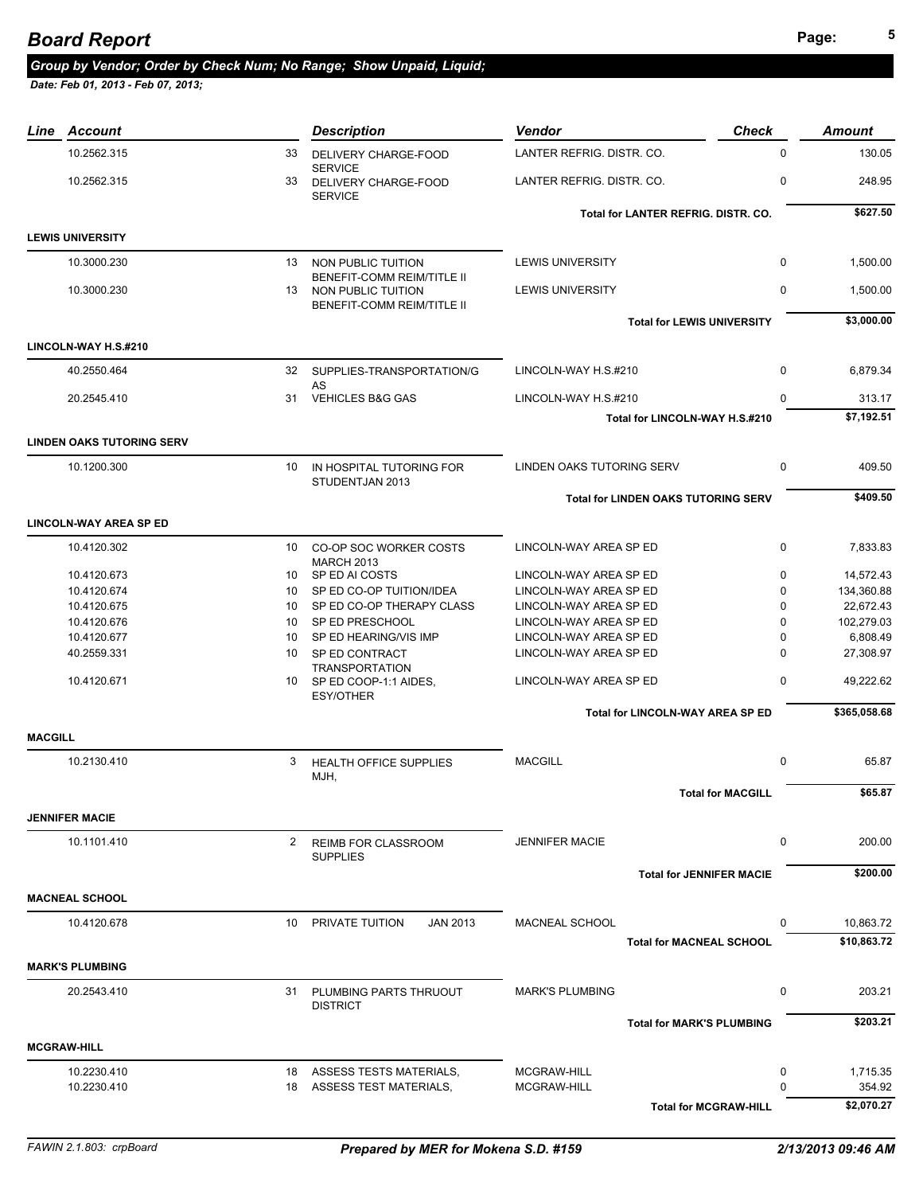# Board Report

*Group by Vendor; Order by Check Num; No Range; Show Unpaid, Liquid;*

*Date: Feb 01, 2013 - Feb 07, 2013;*

| Line | Account | | Description | Vendor | Check | Amount |
|---|---|---|---|---|---|---|
| | 10.2562.315 | 33 | DELIVERY CHARGE-FOOD SERVICE | LANTER REFRIG. DISTR. CO. | 0 | 130.05 |
| | 10.2562.315 | 33 | DELIVERY CHARGE-FOOD SERVICE | LANTER REFRIG. DISTR. CO. | 0 | 248.95 |
| | | | | **Total for LANTER REFRIG. DISTR. CO.** | | **$627.50** |
| **LEWIS UNIVERSITY** | | | | | | |
| | 10.3000.230 | 13 | NON PUBLIC TUITION BENEFIT-COMM REIM/TITLE II | LEWIS UNIVERSITY | 0 | 1,500.00 |
| | 10.3000.230 | 13 | NON PUBLIC TUITION BENEFIT-COMM REIM/TITLE II | LEWIS UNIVERSITY | 0 | 1,500.00 |
| | | | | **Total for LEWIS UNIVERSITY** | | **$3,000.00** |
| **LINCOLN-WAY H.S.#210** | | | | | | |
| | 40.2550.464 | 32 | SUPPLIES-TRANSPORTATION/GAS | LINCOLN-WAY H.S.#210 | 0 | 6,879.34 |
| | 20.2545.410 | 31 | VEHICLES B&G GAS | LINCOLN-WAY H.S.#210 | 0 | 313.17 |
| | | | | **Total for LINCOLN-WAY H.S.#210** | | **$7,192.51** |
| **LINDEN OAKS TUTORING SERV** | | | | | | |
| | 10.1200.300 | 10 | IN HOSPITAL TUTORING FOR STUDENTJAN 2013 | LINDEN OAKS TUTORING SERV | 0 | 409.50 |
| | | | | **Total for LINDEN OAKS TUTORING SERV** | | **$409.50** |
| **LINCOLN-WAY AREA SP ED** | | | | | | |
| | 10.4120.302 | 10 | CO-OP SOC WORKER COSTS MARCH 2013 | LINCOLN-WAY AREA SP ED | 0 | 7,833.83 |
| | 10.4120.673 | 10 | SP ED AI COSTS | LINCOLN-WAY AREA SP ED | 0 | 14,572.43 |
| | 10.4120.674 | 10 | SP ED CO-OP TUITION/IDEA | LINCOLN-WAY AREA SP ED | 0 | 134,360.88 |
| | 10.4120.675 | 10 | SP ED CO-OP THERAPY CLASS | LINCOLN-WAY AREA SP ED | 0 | 22,672.43 |
| | 10.4120.676 | 10 | SP ED PRESCHOOL | LINCOLN-WAY AREA SP ED | 0 | 102,279.03 |
| | 10.4120.677 | 10 | SP ED HEARING/VIS IMP | LINCOLN-WAY AREA SP ED | 0 | 6,808.49 |
| | 40.2559.331 | 10 | SP ED CONTRACT TRANSPORTATION | LINCOLN-WAY AREA SP ED | 0 | 27,308.97 |
| | 10.4120.671 | 10 | SP ED COOP-1:1 AIDES, ESY/OTHER | LINCOLN-WAY AREA SP ED | 0 | 49,222.62 |
| | | | | **Total for LINCOLN-WAY AREA SP ED** | | **$365,058.68** |
| **MACGILL** | | | | | | |
| | 10.2130.410 | 3 | HEALTH OFFICE SUPPLIES MJH, | MACGILL | 0 | 65.87 |
| | | | | **Total for MACGILL** | | **$65.87** |
| **JENNIFER MACIE** | | | | | | |
| | 10.1101.410 | 2 | REIMB FOR CLASSROOM SUPPLIES | JENNIFER MACIE | 0 | 200.00 |
| | | | | **Total for JENNIFER MACIE** | | **$200.00** |
| **MACNEAL SCHOOL** | | | | | | |
| | 10.4120.678 | 10 | PRIVATE TUITION JAN 2013 | MACNEAL SCHOOL | 0 | 10,863.72 |
| | | | | **Total for MACNEAL SCHOOL** | | **$10,863.72** |
| **MARK'S PLUMBING** | | | | | | |
| | 20.2543.410 | 31 | PLUMBING PARTS THRUOUT DISTRICT | MARK'S PLUMBING | 0 | 203.21 |
| | | | | **Total for MARK'S PLUMBING** | | **$203.21** |
| **MCGRAW-HILL** | | | | | | |
| | 10.2230.410 | 18 | ASSESS TESTS MATERIALS, | MCGRAW-HILL | 0 | 1,715.35 |
| | 10.2230.410 | 18 | ASSESS TEST MATERIALS, | MCGRAW-HILL | 0 | 354.92 |
| | | | | **Total for MCGRAW-HILL** | | **$2,070.27** |

FAWIN 2.1.803: crpBoard — *Prepared by MER for Mokena S.D. #159* — *2/13/2013 09:46 AM*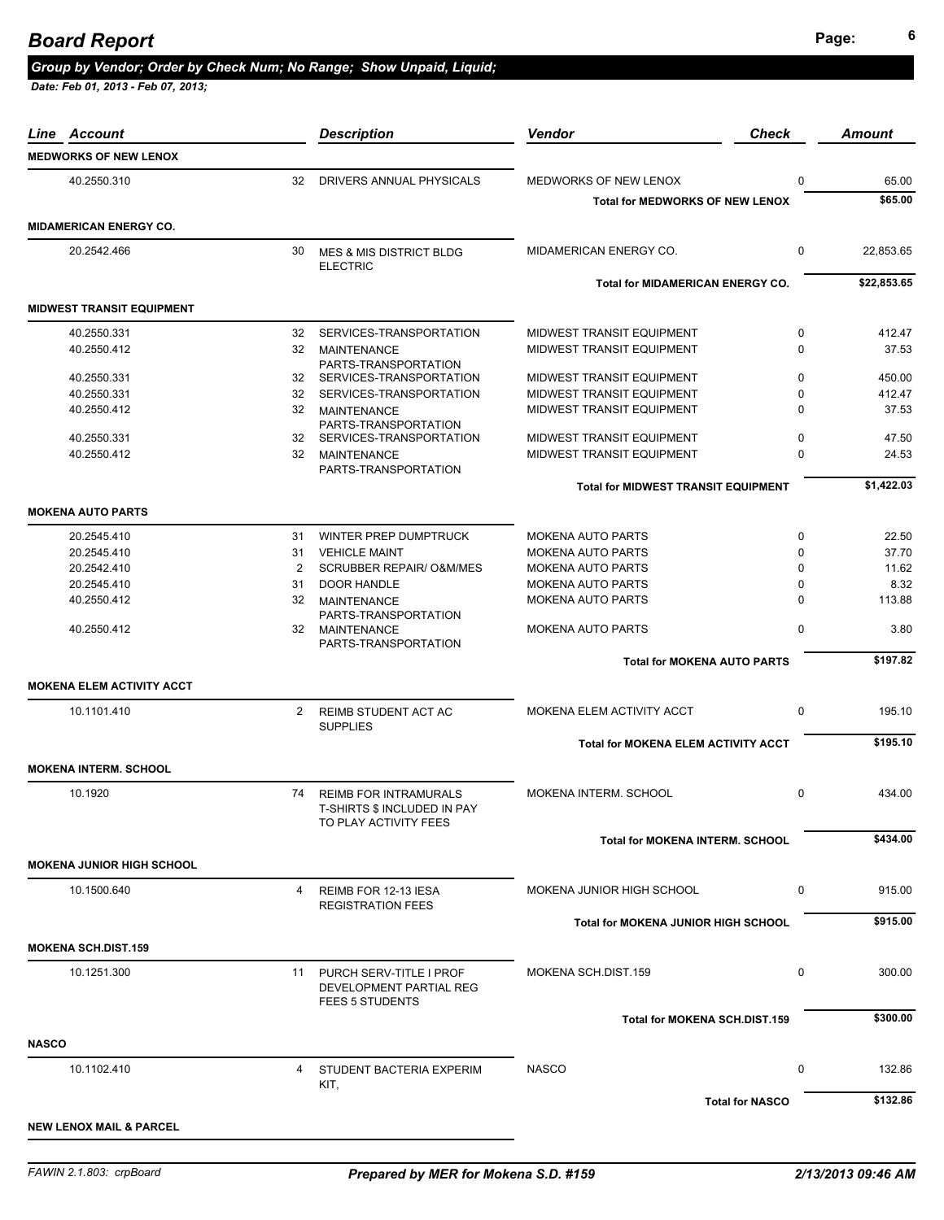# Board Report

## Group by Vendor; Order by Check Num; No Range; Show Unpaid, Liquid;

*Date: Feb 01, 2013 - Feb 07, 2013;*

| Line | Account | | Description | Vendor | Check | Amount |
|---|---|---|---|---|---|---|
| **MEDWORKS OF NEW LENOX** | | | | | | |
| | 40.2550.310 | 32 | DRIVERS ANNUAL PHYSICALS | MEDWORKS OF NEW LENOX | 0 | 65.00 |
| | | | | **Total for MEDWORKS OF NEW LENOX** | | **$65.00** |
| **MIDAMERICAN ENERGY CO.** | | | | | | |
| | 20.2542.466 | 30 | MES & MIS DISTRICT BLDG ELECTRIC | MIDAMERICAN ENERGY CO. | 0 | 22,853.65 |
| | | | | **Total for MIDAMERICAN ENERGY CO.** | | **$22,853.65** |
| **MIDWEST TRANSIT EQUIPMENT** | | | | | | |
| | 40.2550.331 | 32 | SERVICES-TRANSPORTATION | MIDWEST TRANSIT EQUIPMENT | 0 | 412.47 |
| | 40.2550.412 | 32 | MAINTENANCE PARTS-TRANSPORTATION | MIDWEST TRANSIT EQUIPMENT | 0 | 37.53 |
| | 40.2550.331 | 32 | SERVICES-TRANSPORTATION | MIDWEST TRANSIT EQUIPMENT | 0 | 450.00 |
| | 40.2550.331 | 32 | SERVICES-TRANSPORTATION | MIDWEST TRANSIT EQUIPMENT | 0 | 412.47 |
| | 40.2550.412 | 32 | MAINTENANCE PARTS-TRANSPORTATION | MIDWEST TRANSIT EQUIPMENT | 0 | 37.53 |
| | 40.2550.331 | 32 | SERVICES-TRANSPORTATION | MIDWEST TRANSIT EQUIPMENT | 0 | 47.50 |
| | 40.2550.412 | 32 | MAINTENANCE PARTS-TRANSPORTATION | MIDWEST TRANSIT EQUIPMENT | 0 | 24.53 |
| | | | | **Total for MIDWEST TRANSIT EQUIPMENT** | | **$1,422.03** |
| **MOKENA AUTO PARTS** | | | | | | |
| | 20.2545.410 | 31 | WINTER PREP DUMPTRUCK | MOKENA AUTO PARTS | 0 | 22.50 |
| | 20.2545.410 | 31 | VEHICLE MAINT | MOKENA AUTO PARTS | 0 | 37.70 |
| | 20.2542.410 | 2 | SCRUBBER REPAIR/ O&M/MES | MOKENA AUTO PARTS | 0 | 11.62 |
| | 20.2545.410 | 31 | DOOR HANDLE | MOKENA AUTO PARTS | 0 | 8.32 |
| | 40.2550.412 | 32 | MAINTENANCE PARTS-TRANSPORTATION | MOKENA AUTO PARTS | 0 | 113.88 |
| | 40.2550.412 | 32 | MAINTENANCE PARTS-TRANSPORTATION | MOKENA AUTO PARTS | 0 | 3.80 |
| | | | | **Total for MOKENA AUTO PARTS** | | **$197.82** |
| **MOKENA ELEM ACTIVITY ACCT** | | | | | | |
| | 10.1101.410 | 2 | REIMB STUDENT ACT AC SUPPLIES | MOKENA ELEM ACTIVITY ACCT | 0 | 195.10 |
| | | | | **Total for MOKENA ELEM ACTIVITY ACCT** | | **$195.10** |
| **MOKENA INTERM. SCHOOL** | | | | | | |
| | 10.1920 | 74 | REIMB FOR INTRAMURALS T-SHIRTS $ INCLUDED IN PAY TO PLAY ACTIVITY FEES | MOKENA INTERM. SCHOOL | 0 | 434.00 |
| | | | | **Total for MOKENA INTERM. SCHOOL** | | **$434.00** |
| **MOKENA JUNIOR HIGH SCHOOL** | | | | | | |
| | 10.1500.640 | 4 | REIMB FOR 12-13 IESA REGISTRATION FEES | MOKENA JUNIOR HIGH SCHOOL | 0 | 915.00 |
| | | | | **Total for MOKENA JUNIOR HIGH SCHOOL** | | **$915.00** |
| **MOKENA SCH.DIST.159** | | | | | | |
| | 10.1251.300 | 11 | PURCH SERV-TITLE I PROF DEVELOPMENT PARTIAL REG FEES 5 STUDENTS | MOKENA SCH.DIST.159 | 0 | 300.00 |
| | | | | **Total for MOKENA SCH.DIST.159** | | **$300.00** |
| **NASCO** | | | | | | |
| | 10.1102.410 | 4 | STUDENT BACTERIA EXPERIM KIT, | NASCO | 0 | 132.86 |
| | | | | **Total for NASCO** | | **$132.86** |
| **NEW LENOX MAIL & PARCEL** | | | | | | |

FAWIN 2.1.803: crpBoard — *Prepared by MER for Mokena S.D. #159* — 2/13/2013 09:46 AM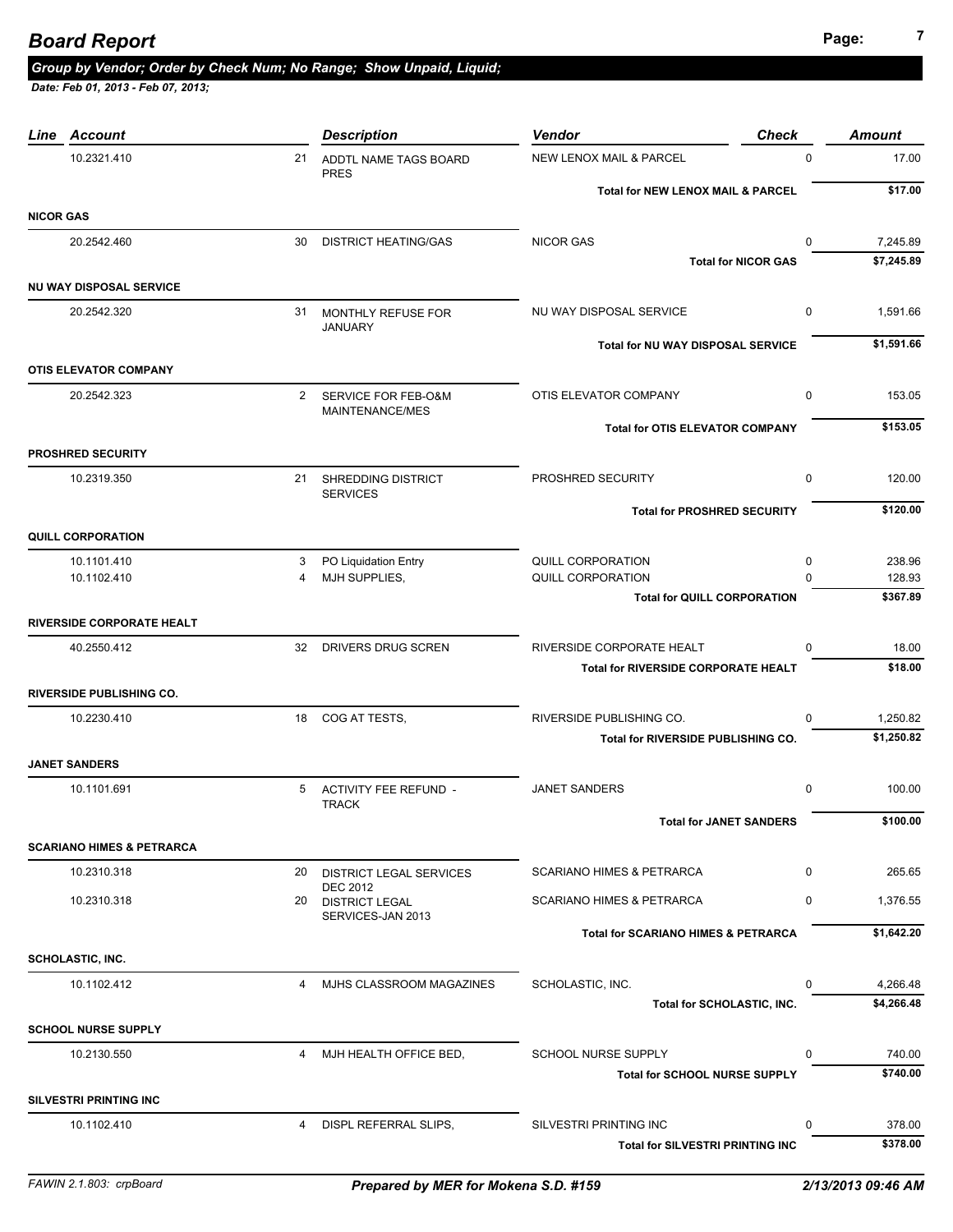# Board Report

***Group by Vendor; Order by Check Num; No Range; Show Unpaid, Liquid;***

***Date: Feb 01, 2013 - Feb 07, 2013;***

| Line | Account | | Description | Vendor | Check | Amount |
|---|---|---|---|---|---|---|
| | 10.2321.410 | 21 | ADDTL NAME TAGS BOARD PRES | NEW LENOX MAIL & PARCEL | 0 | 17.00 |
| | | | | **Total for NEW LENOX MAIL & PARCEL** | | **$17.00** |
| **NICOR GAS** | | | | | | |
| | 20.2542.460 | 30 | DISTRICT HEATING/GAS | NICOR GAS | 0 | 7,245.89 |
| | | | | **Total for NICOR GAS** | | **$7,245.89** |
| **NU WAY DISPOSAL SERVICE** | | | | | | |
| | 20.2542.320 | 31 | MONTHLY REFUSE FOR JANUARY | NU WAY DISPOSAL SERVICE | 0 | 1,591.66 |
| | | | | **Total for NU WAY DISPOSAL SERVICE** | | **$1,591.66** |
| **OTIS ELEVATOR COMPANY** | | | | | | |
| | 20.2542.323 | 2 | SERVICE FOR FEB-O&M MAINTENANCE/MES | OTIS ELEVATOR COMPANY | 0 | 153.05 |
| | | | | **Total for OTIS ELEVATOR COMPANY** | | **$153.05** |
| **PROSHRED SECURITY** | | | | | | |
| | 10.2319.350 | 21 | SHREDDING DISTRICT SERVICES | PROSHRED SECURITY | 0 | 120.00 |
| | | | | **Total for PROSHRED SECURITY** | | **$120.00** |
| **QUILL CORPORATION** | | | | | | |
| | 10.1101.410 | 3 | PO Liquidation Entry | QUILL CORPORATION | 0 | 238.96 |
| | 10.1102.410 | 4 | MJH SUPPLIES, | QUILL CORPORATION | 0 | 128.93 |
| | | | | **Total for QUILL CORPORATION** | | **$367.89** |
| **RIVERSIDE CORPORATE HEALT** | | | | | | |
| | 40.2550.412 | 32 | DRIVERS DRUG SCREN | RIVERSIDE CORPORATE HEALT | 0 | 18.00 |
| | | | | **Total for RIVERSIDE CORPORATE HEALT** | | **$18.00** |
| **RIVERSIDE PUBLISHING CO.** | | | | | | |
| | 10.2230.410 | 18 | COG AT TESTS, | RIVERSIDE PUBLISHING CO. | 0 | 1,250.82 |
| | | | | **Total for RIVERSIDE PUBLISHING CO.** | | **$1,250.82** |
| **JANET SANDERS** | | | | | | |
| | 10.1101.691 | 5 | ACTIVITY FEE REFUND - TRACK | JANET SANDERS | 0 | 100.00 |
| | | | | **Total for JANET SANDERS** | | **$100.00** |
| **SCARIANO HIMES & PETRARCA** | | | | | | |
| | 10.2310.318 | 20 | DISTRICT LEGAL SERVICES DEC 2012 | SCARIANO HIMES & PETRARCA | 0 | 265.65 |
| | 10.2310.318 | 20 | DISTRICT LEGAL SERVICES-JAN 2013 | SCARIANO HIMES & PETRARCA | 0 | 1,376.55 |
| | | | | **Total for SCARIANO HIMES & PETRARCA** | | **$1,642.20** |
| **SCHOLASTIC, INC.** | | | | | | |
| | 10.1102.412 | 4 | MJHS CLASSROOM MAGAZINES | SCHOLASTIC, INC. | 0 | 4,266.48 |
| | | | | **Total for SCHOLASTIC, INC.** | | **$4,266.48** |
| **SCHOOL NURSE SUPPLY** | | | | | | |
| | 10.2130.550 | 4 | MJH HEALTH OFFICE BED, | SCHOOL NURSE SUPPLY | 0 | 740.00 |
| | | | | **Total for SCHOOL NURSE SUPPLY** | | **$740.00** |
| **SILVESTRI PRINTING INC** | | | | | | |
| | 10.1102.410 | 4 | DISPL REFERRAL SLIPS, | SILVESTRI PRINTING INC | 0 | 378.00 |
| | | | | **Total for SILVESTRI PRINTING INC** | | **$378.00** |

FAWIN 2.1.803: crpBoard — ***Prepared by MER for Mokena S.D. #159*** — ***2/13/2013 09:46 AM***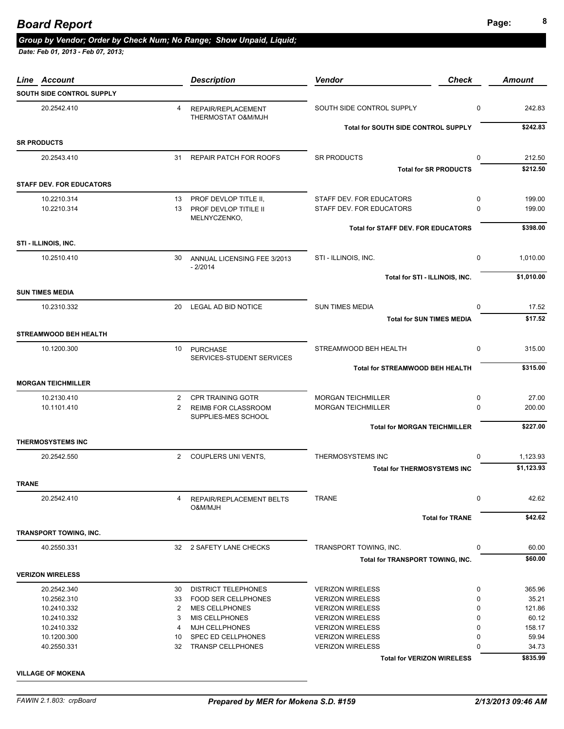# Board Report

## Group by Vendor; Order by Check Num; No Range; Show Unpaid, Liquid;

*Date: Feb 01, 2013 - Feb 07, 2013;*

| Line Account | | Description | Vendor | Check | Amount |
|---|---|---|---|---|---|
| **SOUTH SIDE CONTROL SUPPLY** | | | | | |
| 20.2542.410 | 4 | REPAIR/REPLACEMENT THERMOSTAT O&M/MJH | SOUTH SIDE CONTROL SUPPLY | 0 | 242.83 |
| | | | **Total for SOUTH SIDE CONTROL SUPPLY** | | **$242.83** |
| **SR PRODUCTS** | | | | | |
| 20.2543.410 | 31 | REPAIR PATCH FOR ROOFS | SR PRODUCTS | 0 | 212.50 |
| | | | **Total for SR PRODUCTS** | | **$212.50** |
| **STAFF DEV. FOR EDUCATORS** | | | | | |
| 10.2210.314 | 13 | PROF DEVLOP TITLE II, | STAFF DEV. FOR EDUCATORS | 0 | 199.00 |
| 10.2210.314 | 13 | PROF DEVLOP TITILE II MELNYCZENKO, | STAFF DEV. FOR EDUCATORS | 0 | 199.00 |
| | | | **Total for STAFF DEV. FOR EDUCATORS** | | **$398.00** |
| **STI - ILLINOIS, INC.** | | | | | |
| 10.2510.410 | 30 | ANNUAL LICENSING FEE 3/2013 - 2/2014 | STI - ILLINOIS, INC. | 0 | 1,010.00 |
| | | | **Total for STI - ILLINOIS, INC.** | | **$1,010.00** |
| **SUN TIMES MEDIA** | | | | | |
| 10.2310.332 | 20 | LEGAL AD BID NOTICE | SUN TIMES MEDIA | 0 | 17.52 |
| | | | **Total for SUN TIMES MEDIA** | | **$17.52** |
| **STREAMWOOD BEH HEALTH** | | | | | |
| 10.1200.300 | 10 | PURCHASE SERVICES-STUDENT SERVICES | STREAMWOOD BEH HEALTH | 0 | 315.00 |
| | | | **Total for STREAMWOOD BEH HEALTH** | | **$315.00** |
| **MORGAN TEICHMILLER** | | | | | |
| 10.2130.410 | 2 | CPR TRAINING GOTR | MORGAN TEICHMILLER | 0 | 27.00 |
| 10.1101.410 | 2 | REIMB FOR CLASSROOM SUPPLIES-MES SCHOOL | MORGAN TEICHMILLER | 0 | 200.00 |
| | | | **Total for MORGAN TEICHMILLER** | | **$227.00** |
| **THERMOSYSTEMS INC** | | | | | |
| 20.2542.550 | 2 | COUPLERS UNI VENTS, | THERMOSYSTEMS INC | 0 | 1,123.93 |
| | | | **Total for THERMOSYSTEMS INC** | | **$1,123.93** |
| **TRANE** | | | | | |
| 20.2542.410 | 4 | REPAIR/REPLACEMENT BELTS O&M/MJH | TRANE | 0 | 42.62 |
| | | | **Total for TRANE** | | **$42.62** |
| **TRANSPORT TOWING, INC.** | | | | | |
| 40.2550.331 | 32 | 2 SAFETY LANE CHECKS | TRANSPORT TOWING, INC. | 0 | 60.00 |
| | | | **Total for TRANSPORT TOWING, INC.** | | **$60.00** |
| **VERIZON WIRELESS** | | | | | |
| 20.2542.340 | 30 | DISTRICT TELEPHONES | VERIZON WIRELESS | 0 | 365.96 |
| 10.2562.310 | 33 | FOOD SER CELLPHONES | VERIZON WIRELESS | 0 | 35.21 |
| 10.2410.332 | 2 | MES CELLPHONES | VERIZON WIRELESS | 0 | 121.86 |
| 10.2410.332 | 3 | MIS CELLPHONES | VERIZON WIRELESS | 0 | 60.12 |
| 10.2410.332 | 4 | MJH CELLPHONES | VERIZON WIRELESS | 0 | 158.17 |
| 10.1200.300 | 10 | SPEC ED CELLPHONES | VERIZON WIRELESS | 0 | 59.94 |
| 40.2550.331 | 32 | TRANSP CELLPHONES | VERIZON WIRELESS | 0 | 34.73 |
| | | | **Total for VERIZON WIRELESS** | | **$835.99** |
| **VILLAGE OF MOKENA** | | | | | |

FAWIN 2.1.803: crpBoard — *Prepared by MER for Mokena S.D. #159* — *2/13/2013 09:46 AM*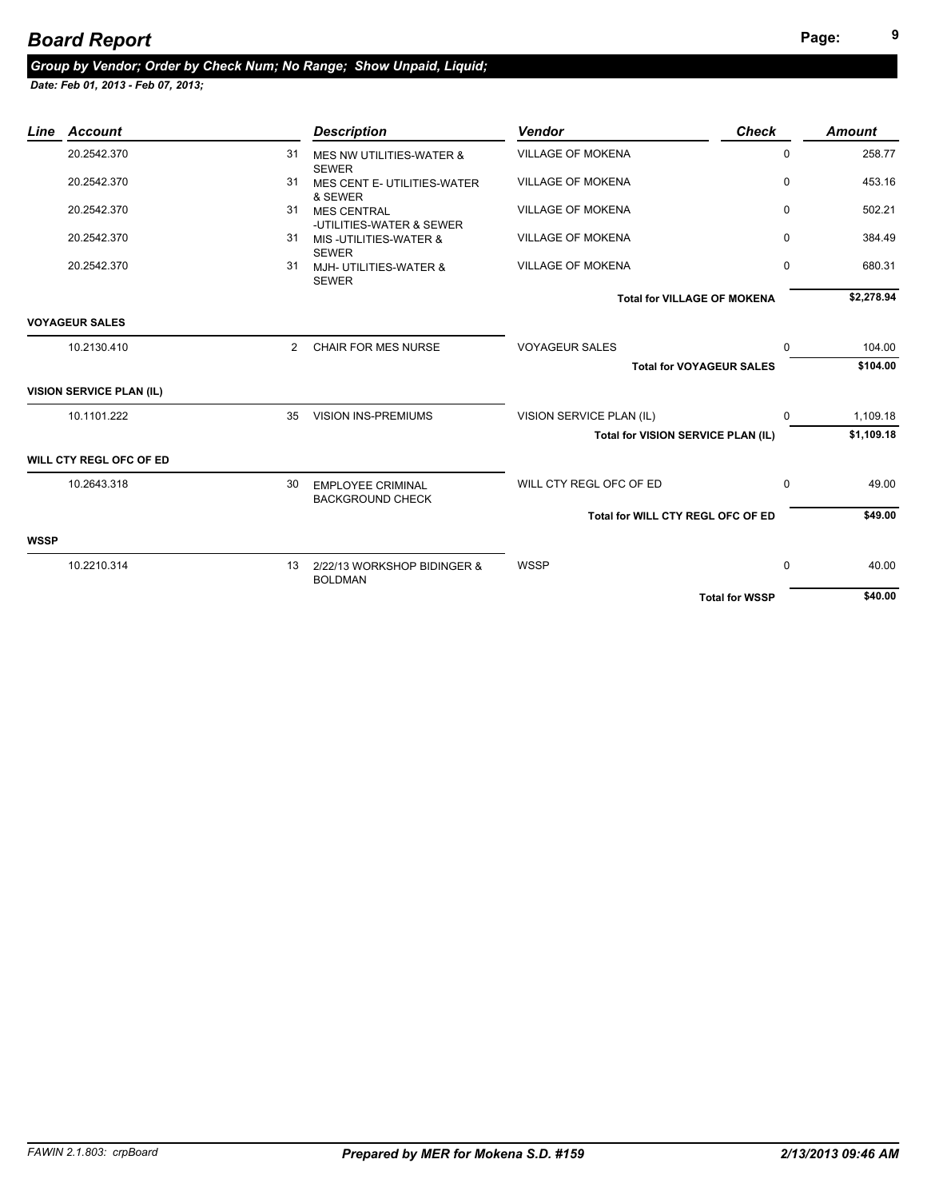# Board Report

## Group by Vendor; Order by Check Num; No Range; Show Unpaid, Liquid;

*Date: Feb 01, 2013 - Feb 07, 2013;*

| Line | Account | | Description | Vendor | Check | Amount |
|---|---|---|---|---|---|---|
| | 20.2542.370 | 31 | MES NW UTILITIES-WATER & SEWER | VILLAGE OF MOKENA | 0 | 258.77 |
| | 20.2542.370 | 31 | MES CENT E- UTILITIES-WATER & SEWER | VILLAGE OF MOKENA | 0 | 453.16 |
| | 20.2542.370 | 31 | MES CENTRAL -UTILITIES-WATER & SEWER | VILLAGE OF MOKENA | 0 | 502.21 |
| | 20.2542.370 | 31 | MIS -UTILITIES-WATER & SEWER | VILLAGE OF MOKENA | 0 | 384.49 |
| | 20.2542.370 | 31 | MJH- UTILITIES-WATER & SEWER | VILLAGE OF MOKENA | 0 | 680.31 |
| | | | | **Total for VILLAGE OF MOKENA** | | **$2,278.94** |
| **VOYAGEUR SALES** | | | | | | |
| | 10.2130.410 | 2 | CHAIR FOR MES NURSE | VOYAGEUR SALES | 0 | 104.00 |
| | | | | **Total for VOYAGEUR SALES** | | **$104.00** |
| **VISION SERVICE PLAN (IL)** | | | | | | |
| | 10.1101.222 | 35 | VISION INS-PREMIUMS | VISION SERVICE PLAN (IL) | 0 | 1,109.18 |
| | | | | **Total for VISION SERVICE PLAN (IL)** | | **$1,109.18** |
| **WILL CTY REGL OFC OF ED** | | | | | | |
| | 10.2643.318 | 30 | EMPLOYEE CRIMINAL BACKGROUND CHECK | WILL CTY REGL OFC OF ED | 0 | 49.00 |
| | | | | **Total for WILL CTY REGL OFC OF ED** | | **$49.00** |
| **WSSP** | | | | | | |
| | 10.2210.314 | 13 | 2/22/13 WORKSHOP BIDINGER & BOLDMAN | WSSP | 0 | 40.00 |
| | | | | **Total for WSSP** | | **$40.00** |

FAWIN 2.1.803: crpBoard | *Prepared by MER for Mokena S.D. #159* | *2/13/2013 09:46 AM*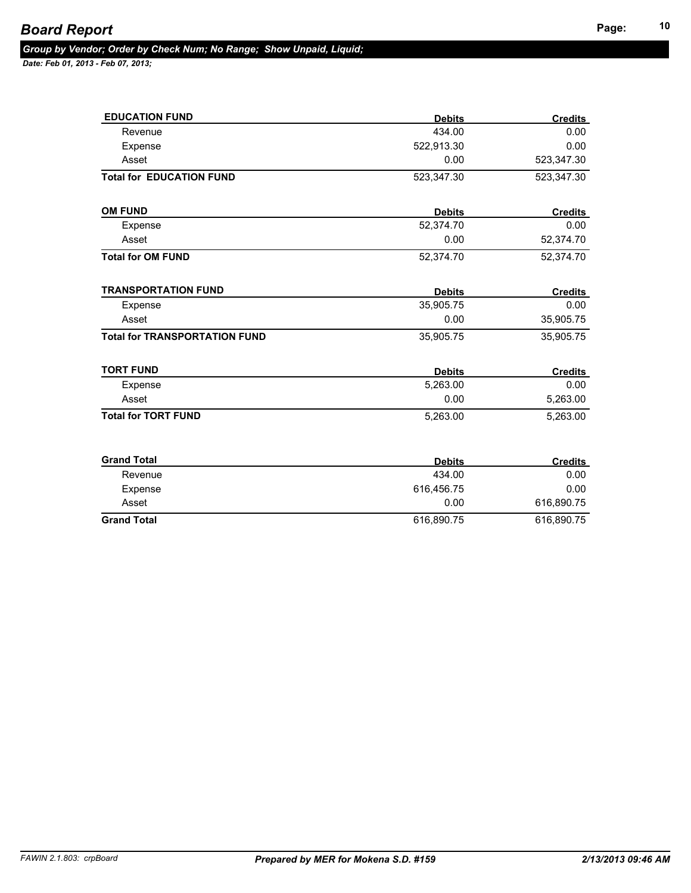# Board Report

*Group by Vendor; Order by Check Num; No Range; Show Unpaid, Liquid;*

*Date: Feb 01, 2013 - Feb 07, 2013;*

| EDUCATION FUND | Debits | Credits |
|---|---|---|
| Revenue | 434.00 | 0.00 |
| Expense | 522,913.30 | 0.00 |
| Asset | 0.00 | 523,347.30 |
| **Total for EDUCATION FUND** | 523,347.30 | 523,347.30 |

| OM FUND | Debits | Credits |
|---|---|---|
| Expense | 52,374.70 | 0.00 |
| Asset | 0.00 | 52,374.70 |
| **Total for OM FUND** | 52,374.70 | 52,374.70 |

| TRANSPORTATION FUND | Debits | Credits |
|---|---|---|
| Expense | 35,905.75 | 0.00 |
| Asset | 0.00 | 35,905.75 |
| **Total for TRANSPORTATION FUND** | 35,905.75 | 35,905.75 |

| TORT FUND | Debits | Credits |
|---|---|---|
| Expense | 5,263.00 | 0.00 |
| Asset | 0.00 | 5,263.00 |
| **Total for TORT FUND** | 5,263.00 | 5,263.00 |

| Grand Total | Debits | Credits |
|---|---|---|
| Revenue | 434.00 | 0.00 |
| Expense | 616,456.75 | 0.00 |
| Asset | 0.00 | 616,890.75 |
| **Grand Total** | 616,890.75 | 616,890.75 |

FAWIN 2.1.803: crpBoard — *Prepared by MER for Mokena S.D. #159* — *2/13/2013 09:46 AM*